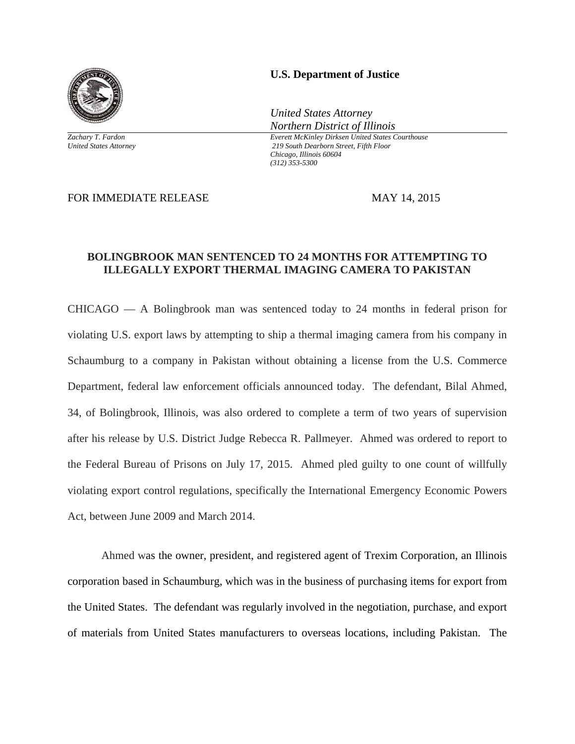**U.S. Department of Justice**

*United States Attorney*
*Northern District of Illinois*

*Zachary T. Fardon*
*United States Attorney*

*Everett McKinley Dirksen United States Courthouse*
*219 South Dearborn Street, Fifth Floor*
*Chicago, Illinois 60604*
*(312) 353-5300*

FOR IMMEDIATE RELEASE MAY 14, 2015

## BOLINGBROOK MAN SENTENCED TO 24 MONTHS FOR ATTEMPTING TO ILLEGALLY EXPORT THERMAL IMAGING CAMERA TO PAKISTAN

CHICAGO — A Bolingbrook man was sentenced today to 24 months in federal prison for violating U.S. export laws by attempting to ship a thermal imaging camera from his company in Schaumburg to a company in Pakistan without obtaining a license from the U.S. Commerce Department, federal law enforcement officials announced today. The defendant, Bilal Ahmed, 34, of Bolingbrook, Illinois, was also ordered to complete a term of two years of supervision after his release by U.S. District Judge Rebecca R. Pallmeyer. Ahmed was ordered to report to the Federal Bureau of Prisons on July 17, 2015. Ahmed pled guilty to one count of willfully violating export control regulations, specifically the International Emergency Economic Powers Act, between June 2009 and March 2014.

Ahmed was the owner, president, and registered agent of Trexim Corporation, an Illinois corporation based in Schaumburg, which was in the business of purchasing items for export from the United States. The defendant was regularly involved in the negotiation, purchase, and export of materials from United States manufacturers to overseas locations, including Pakistan. The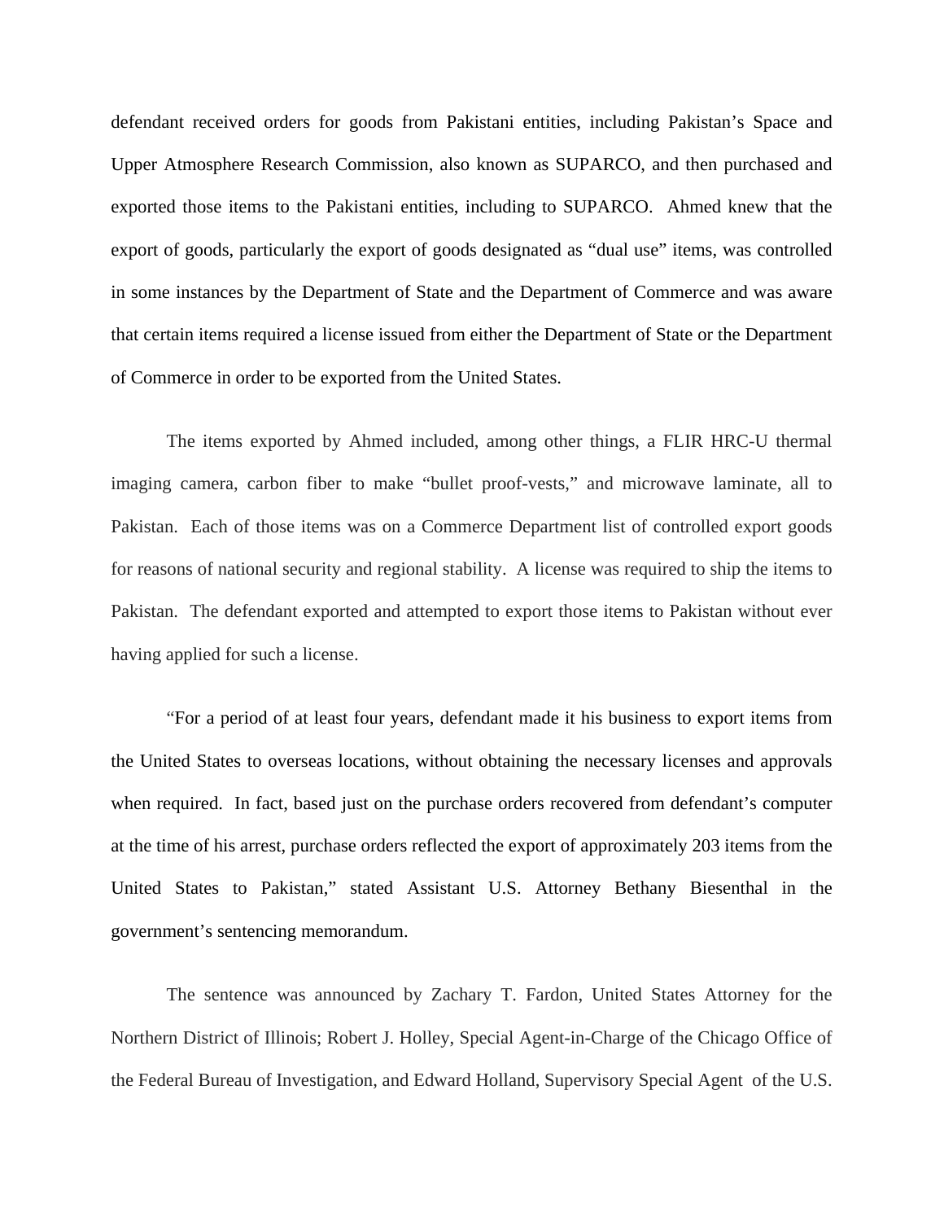defendant received orders for goods from Pakistani entities, including Pakistan's Space and Upper Atmosphere Research Commission, also known as SUPARCO, and then purchased and exported those items to the Pakistani entities, including to SUPARCO. Ahmed knew that the export of goods, particularly the export of goods designated as "dual use" items, was controlled in some instances by the Department of State and the Department of Commerce and was aware that certain items required a license issued from either the Department of State or the Department of Commerce in order to be exported from the United States.

The items exported by Ahmed included, among other things, a FLIR HRC-U thermal imaging camera, carbon fiber to make "bullet proof-vests," and microwave laminate, all to Pakistan. Each of those items was on a Commerce Department list of controlled export goods for reasons of national security and regional stability. A license was required to ship the items to Pakistan. The defendant exported and attempted to export those items to Pakistan without ever having applied for such a license.

"For a period of at least four years, defendant made it his business to export items from the United States to overseas locations, without obtaining the necessary licenses and approvals when required. In fact, based just on the purchase orders recovered from defendant's computer at the time of his arrest, purchase orders reflected the export of approximately 203 items from the United States to Pakistan," stated Assistant U.S. Attorney Bethany Biesenthal in the government's sentencing memorandum.

The sentence was announced by Zachary T. Fardon, United States Attorney for the Northern District of Illinois; Robert J. Holley, Special Agent-in-Charge of the Chicago Office of the Federal Bureau of Investigation, and Edward Holland, Supervisory Special Agent of the U.S.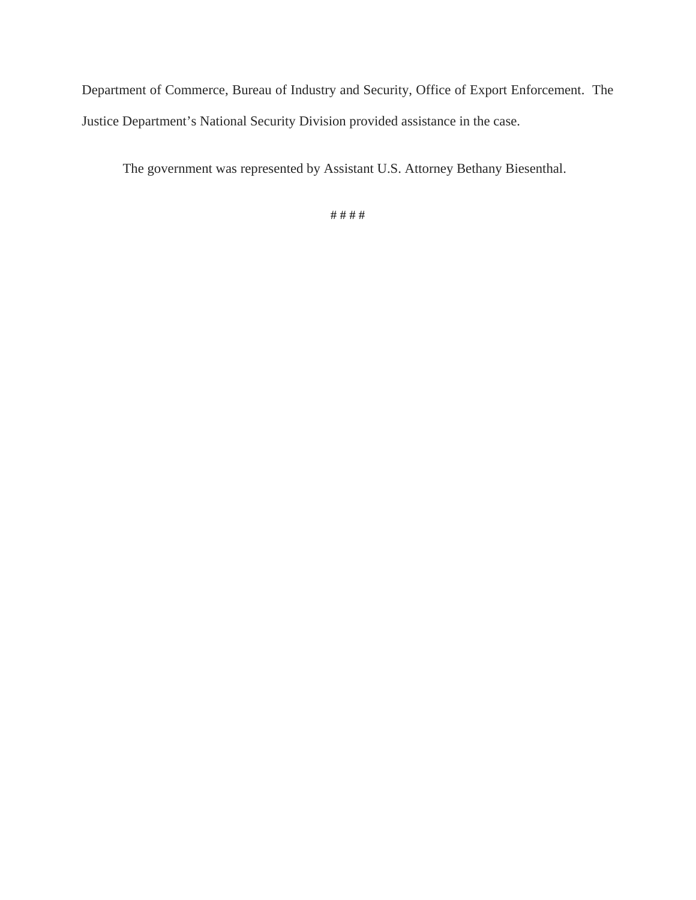Department of Commerce, Bureau of Industry and Security, Office of Export Enforcement. The Justice Department's National Security Division provided assistance in the case.

The government was represented by Assistant U.S. Attorney Bethany Biesenthal.

# # # #